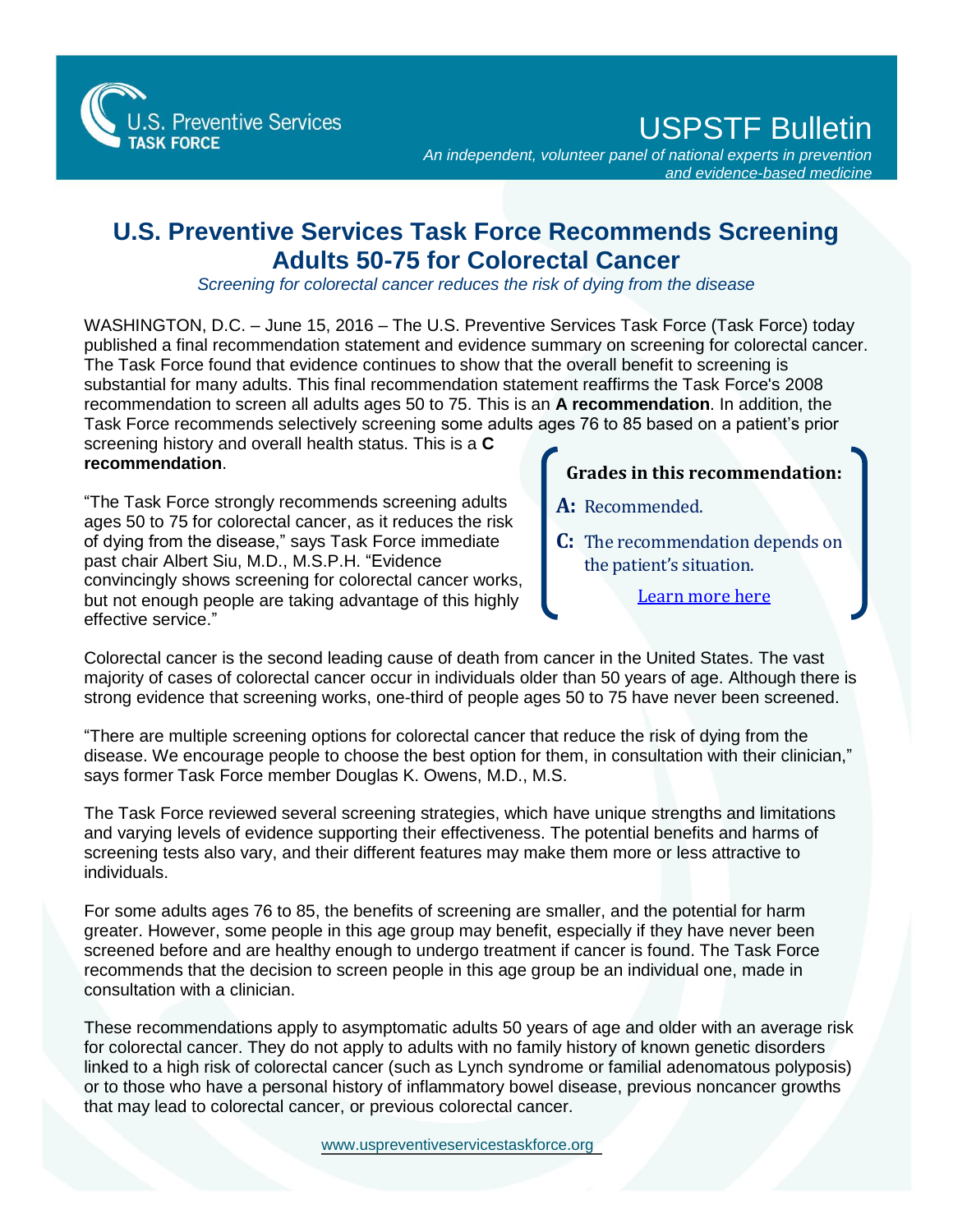U.S. Preventive Services **TASK FORCE**

# USPSTF Bulletin

*An independent, volunteer panel of national experts in prevention and evidence-based medicine*

## U.S. Preventive Services Task Force Recommends Screening Adults 50-75 for Colorectal Cancer

*Screening for colorectal cancer reduces the risk of dying from the disease*

WASHINGTON, D.C. – June 15, 2016 – The U.S. Preventive Services Task Force (Task Force) today published a final recommendation statement and evidence summary on screening for colorectal cancer. The Task Force found that evidence continues to show that the overall benefit to screening is substantial for many adults. This final recommendation statement reaffirms the Task Force's 2008 recommendation to screen all adults ages 50 to 75. This is an **A recommendation**. In addition, the Task Force recommends selectively screening some adults ages 76 to 85 based on a patient's prior screening history and overall health status. This is a **C recommendation**.

**Grades in this recommendation:**

**A:** Recommended.

**C:** The recommendation depends on the patient's situation.

Learn more here

"The Task Force strongly recommends screening adults ages 50 to 75 for colorectal cancer, as it reduces the risk of dying from the disease," says Task Force immediate past chair Albert Siu, M.D., M.S.P.H. "Evidence convincingly shows screening for colorectal cancer works, but not enough people are taking advantage of this highly effective service."

Colorectal cancer is the second leading cause of death from cancer in the United States. The vast majority of cases of colorectal cancer occur in individuals older than 50 years of age. Although there is strong evidence that screening works, one-third of people ages 50 to 75 have never been screened.

"There are multiple screening options for colorectal cancer that reduce the risk of dying from the disease. We encourage people to choose the best option for them, in consultation with their clinician," says former Task Force member Douglas K. Owens, M.D., M.S.

The Task Force reviewed several screening strategies, which have unique strengths and limitations and varying levels of evidence supporting their effectiveness. The potential benefits and harms of screening tests also vary, and their different features may make them more or less attractive to individuals.

For some adults ages 76 to 85, the benefits of screening are smaller, and the potential for harm greater. However, some people in this age group may benefit, especially if they have never been screened before and are healthy enough to undergo treatment if cancer is found. The Task Force recommends that the decision to screen people in this age group be an individual one, made in consultation with a clinician.

These recommendations apply to asymptomatic adults 50 years of age and older with an average risk for colorectal cancer. They do not apply to adults with no family history of known genetic disorders linked to a high risk of colorectal cancer (such as Lynch syndrome or familial adenomatous polyposis) or to those who have a personal history of inflammatory bowel disease, previous noncancer growths that may lead to colorectal cancer, or previous colorectal cancer.

www.uspreventiveservicestaskforce.org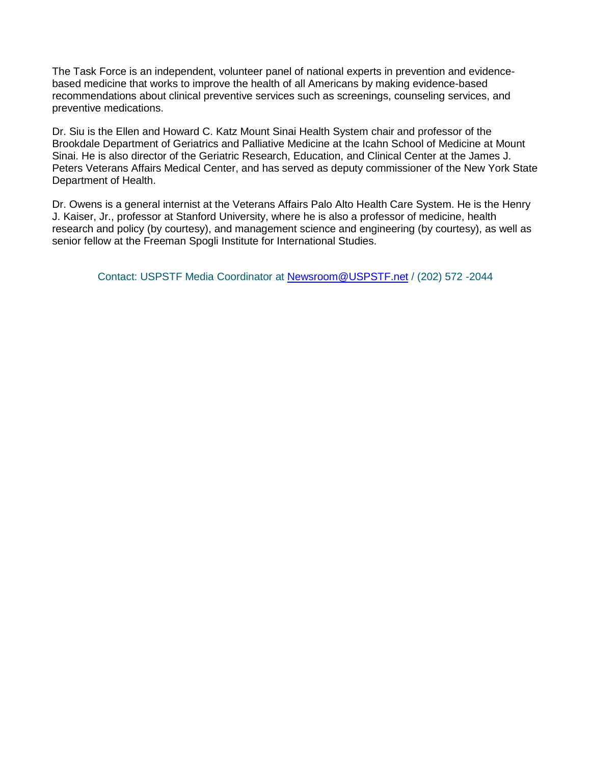The Task Force is an independent, volunteer panel of national experts in prevention and evidence-based medicine that works to improve the health of all Americans by making evidence-based recommendations about clinical preventive services such as screenings, counseling services, and preventive medications.

Dr. Siu is the Ellen and Howard C. Katz Mount Sinai Health System chair and professor of the Brookdale Department of Geriatrics and Palliative Medicine at the Icahn School of Medicine at Mount Sinai. He is also director of the Geriatric Research, Education, and Clinical Center at the James J. Peters Veterans Affairs Medical Center, and has served as deputy commissioner of the New York State Department of Health.

Dr. Owens is a general internist at the Veterans Affairs Palo Alto Health Care System. He is the Henry J. Kaiser, Jr., professor at Stanford University, where he is also a professor of medicine, health research and policy (by courtesy), and management science and engineering (by courtesy), as well as senior fellow at the Freeman Spogli Institute for International Studies.

Contact: USPSTF Media Coordinator at [Newsroom@USPSTF.net](mailto:Newsroom@USPSTF.net) / (202) 572 -2044